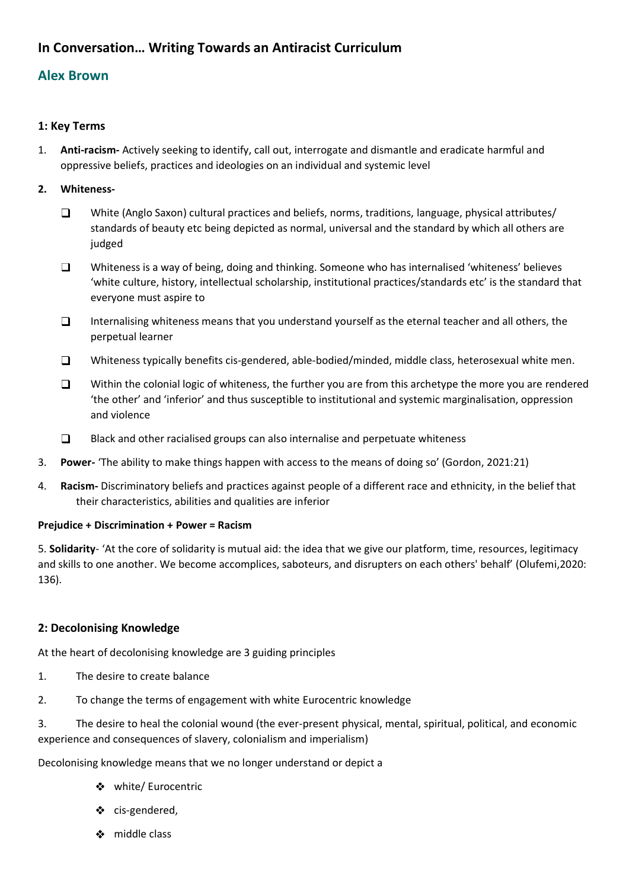# In Conversation… Writing Towards an Antiracist Curriculum

## Alex Brown

### 1: Key Terms

1. **Anti-racism-** Actively seeking to identify, call out, interrogate and dismantle and eradicate harmful and oppressive beliefs, practices and ideologies on an individual and systemic level
2. **Whiteness-**
   - White (Anglo Saxon) cultural practices and beliefs, norms, traditions, language, physical attributes/ standards of beauty etc being depicted as normal, universal and the standard by which all others are judged
   - Whiteness is a way of being, doing and thinking. Someone who has internalised 'whiteness' believes 'white culture, history, intellectual scholarship, institutional practices/standards etc' is the standard that everyone must aspire to
   - Internalising whiteness means that you understand yourself as the eternal teacher and all others, the perpetual learner
   - Whiteness typically benefits cis-gendered, able-bodied/minded, middle class, heterosexual white men.
   - Within the colonial logic of whiteness, the further you are from this archetype the more you are rendered 'the other' and 'inferior' and thus susceptible to institutional and systemic marginalisation, oppression and violence
   - Black and other racialised groups can also internalise and perpetuate whiteness
3. **Power-** 'The ability to make things happen with access to the means of doing so' (Gordon, 2021:21)
4. **Racism-** Discriminatory beliefs and practices against people of a different race and ethnicity, in the belief that their characteristics, abilities and qualities are inferior

**Prejudice + Discrimination + Power = Racism**

5. **Solidarity**- 'At the core of solidarity is mutual aid: the idea that we give our platform, time, resources, legitimacy and skills to one another. We become accomplices, saboteurs, and disrupters on each others' behalf' (Olufemi,2020: 136).

### 2: Decolonising Knowledge

At the heart of decolonising knowledge are 3 guiding principles

1. The desire to create balance
2. To change the terms of engagement with white Eurocentric knowledge
3. The desire to heal the colonial wound (the ever-present physical, mental, spiritual, political, and economic experience and consequences of slavery, colonialism and imperialism)

Decolonising knowledge means that we no longer understand or depict a

- white/ Eurocentric
- cis-gendered,
- middle class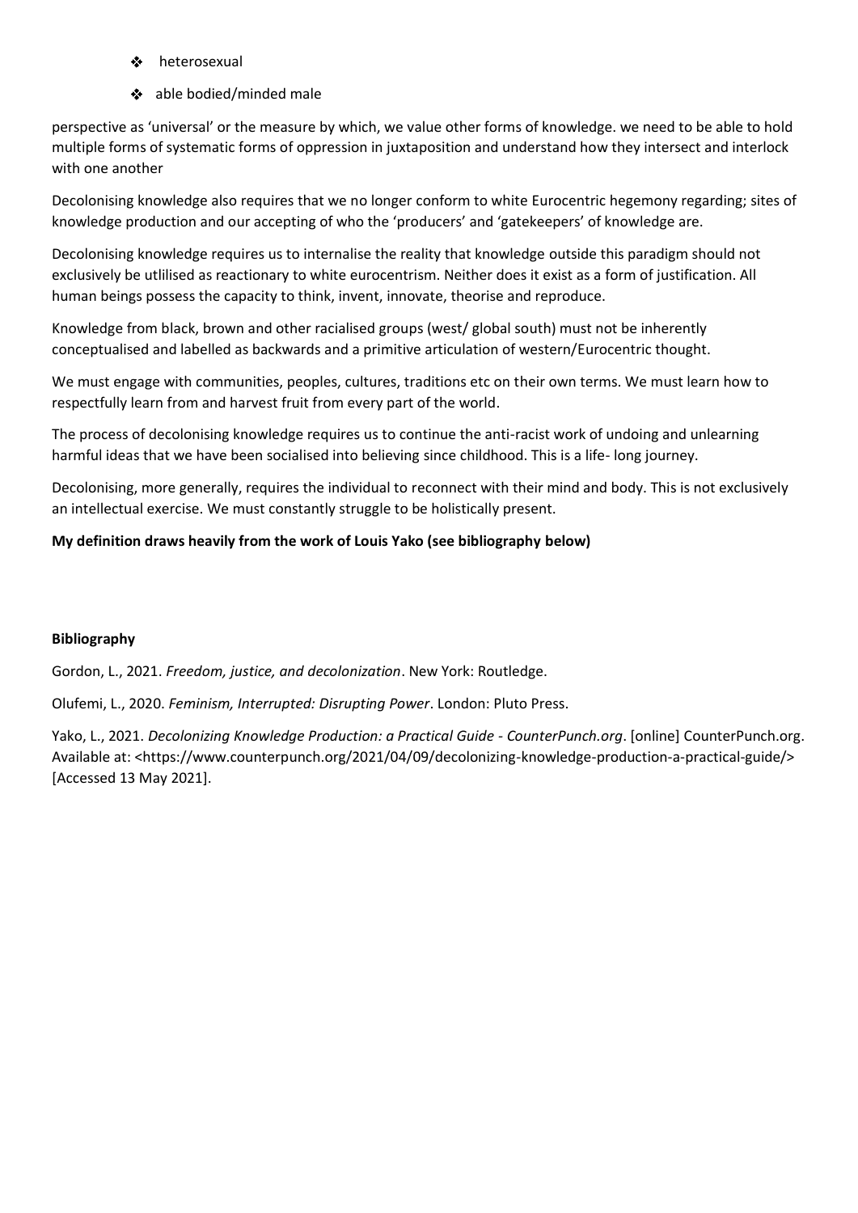- heterosexual
- able bodied/minded male

perspective as 'universal' or the measure by which, we value other forms of knowledge. we need to be able to hold multiple forms of systematic forms of oppression in juxtaposition and understand how they intersect and interlock with one another

Decolonising knowledge also requires that we no longer conform to white Eurocentric hegemony regarding; sites of knowledge production and our accepting of who the 'producers' and 'gatekeepers' of knowledge are.

Decolonising knowledge requires us to internalise the reality that knowledge outside this paradigm should not exclusively be utlilised as reactionary to white eurocentrism. Neither does it exist as a form of justification. All human beings possess the capacity to think, invent, innovate, theorise and reproduce.

Knowledge from black, brown and other racialised groups (west/ global south) must not be inherently conceptualised and labelled as backwards and a primitive articulation of western/Eurocentric thought.

We must engage with communities, peoples, cultures, traditions etc on their own terms. We must learn how to respectfully learn from and harvest fruit from every part of the world.

The process of decolonising knowledge requires us to continue the anti-racist work of undoing and unlearning harmful ideas that we have been socialised into believing since childhood. This is a life- long journey.

Decolonising, more generally, requires the individual to reconnect with their mind and body. This is not exclusively an intellectual exercise. We must constantly struggle to be holistically present.

**My definition draws heavily from the work of Louis Yako (see bibliography below)**

**Bibliography**

Gordon, L., 2021. *Freedom, justice, and decolonization*. New York: Routledge.

Olufemi, L., 2020. *Feminism, Interrupted: Disrupting Power*. London: Pluto Press.

Yako, L., 2021. *Decolonizing Knowledge Production: a Practical Guide - CounterPunch.org*. [online] CounterPunch.org. Available at: <https://www.counterpunch.org/2021/04/09/decolonizing-knowledge-production-a-practical-guide/> [Accessed 13 May 2021].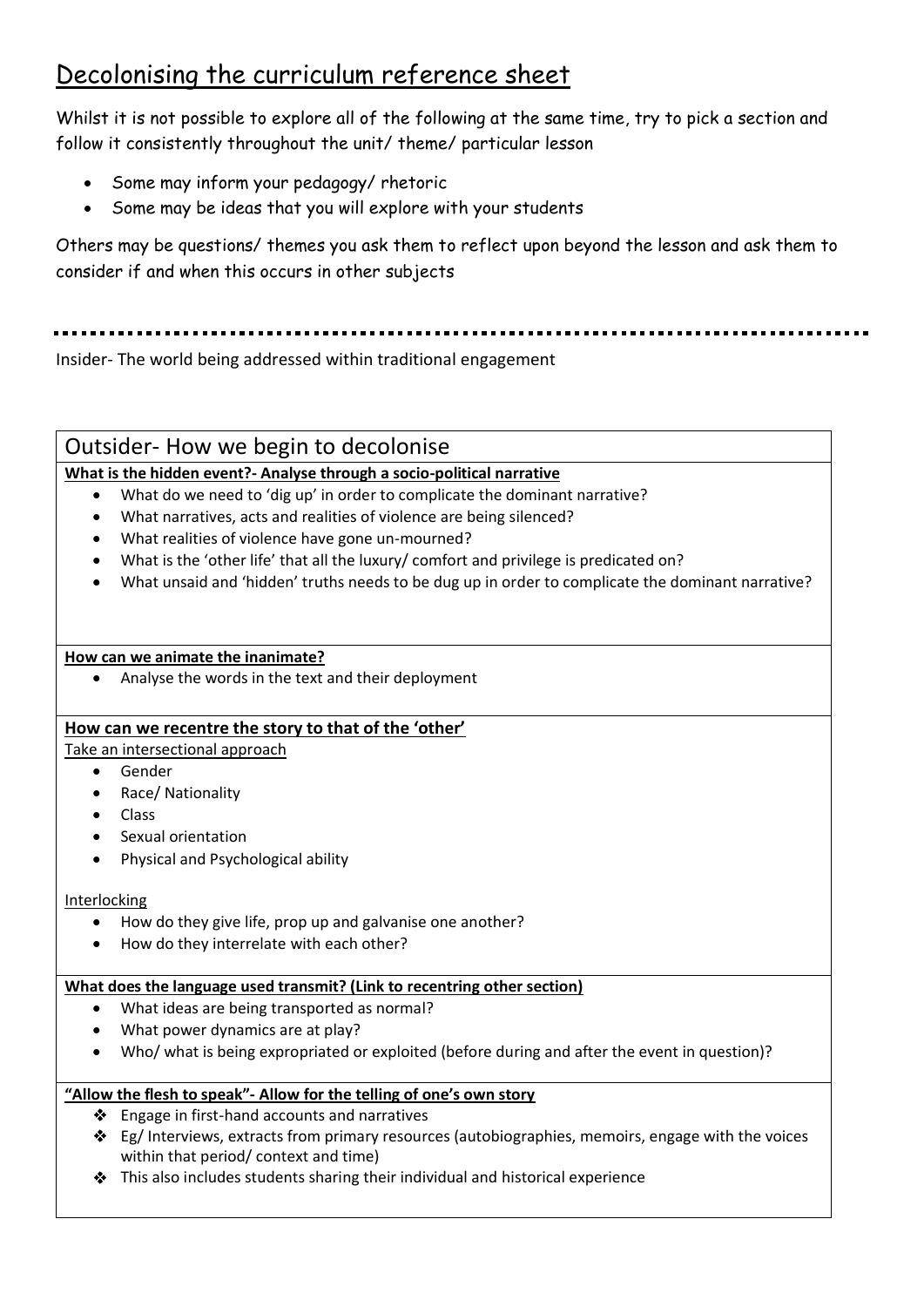# Decolonising the curriculum reference sheet

Whilst it is not possible to explore all of the following at the same time, try to pick a section and follow it consistently throughout the unit/ theme/ particular lesson

- Some may inform your pedagogy/ rhetoric
- Some may be ideas that you will explore with your students

Others may be questions/ themes you ask them to reflect upon beyond the lesson and ask them to consider if and when this occurs in other subjects

---

Insider- The world being addressed within traditional engagement

## Outsider- How we begin to decolonise

**What is the hidden event?- Analyse through a socio-political narrative**

- What do we need to 'dig up' in order to complicate the dominant narrative?
- What narratives, acts and realities of violence are being silenced?
- What realities of violence have gone un-mourned?
- What is the 'other life' that all the luxury/ comfort and privilege is predicated on?
- What unsaid and 'hidden' truths needs to be dug up in order to complicate the dominant narrative?

**How can we animate the inanimate?**

- Analyse the words in the text and their deployment

**How can we recentre the story to that of the 'other'**

Take an intersectional approach

- Gender
- Race/ Nationality
- Class
- Sexual orientation
- Physical and Psychological ability

Interlocking

- How do they give life, prop up and galvanise one another?
- How do they interrelate with each other?

**What does the language used transmit? (Link to recentring other section)**

- What ideas are being transported as normal?
- What power dynamics are at play?
- Who/ what is being expropriated or exploited (before during and after the event in question)?

**"Allow the flesh to speak"- Allow for the telling of one's own story**

- Engage in first-hand accounts and narratives
- Eg/ Interviews, extracts from primary resources (autobiographies, memoirs, engage with the voices within that period/ context and time)
- This also includes students sharing their individual and historical experience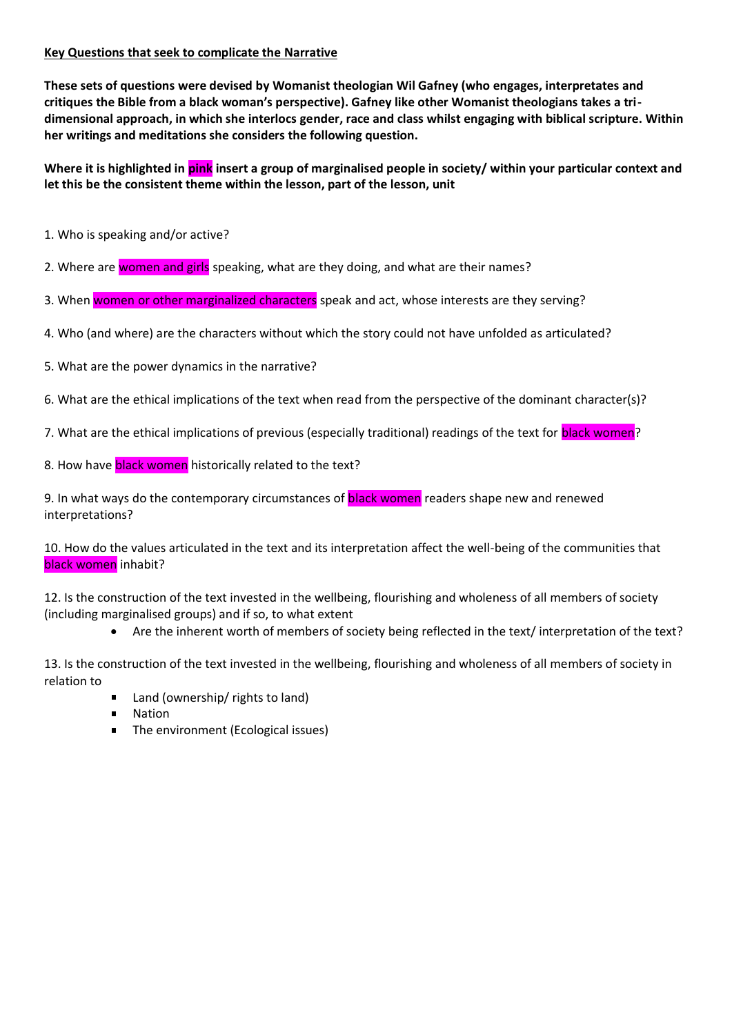**Key Questions that seek to complicate the Narrative**

**These sets of questions were devised by Womanist theologian Wil Gafney (who engages, interpretates and critiques the Bible from a black woman's perspective). Gafney like other Womanist theologians takes a tri-dimensional approach, in which she interlocs gender, race and class whilst engaging with biblical scripture. Within her writings and meditations she considers the following question.**

**Where it is highlighted in pink insert a group of marginalised people in society/ within your particular context and let this be the consistent theme within the lesson, part of the lesson, unit**

1. Who is speaking and/or active?

2. Where are women and girls speaking, what are they doing, and what are their names?

3. When women or other marginalized characters speak and act, whose interests are they serving?

4. Who (and where) are the characters without which the story could not have unfolded as articulated?

5. What are the power dynamics in the narrative?

6. What are the ethical implications of the text when read from the perspective of the dominant character(s)?

7. What are the ethical implications of previous (especially traditional) readings of the text for black women?

8. How have black women historically related to the text?

9. In what ways do the contemporary circumstances of black women readers shape new and renewed interpretations?

10. How do the values articulated in the text and its interpretation affect the well-being of the communities that black women inhabit?

12. Is the construction of the text invested in the wellbeing, flourishing and wholeness of all members of society (including marginalised groups) and if so, to what extent

- Are the inherent worth of members of society being reflected in the text/ interpretation of the text?

13. Is the construction of the text invested in the wellbeing, flourishing and wholeness of all members of society in relation to

- Land (ownership/ rights to land)
- Nation
- The environment (Ecological issues)